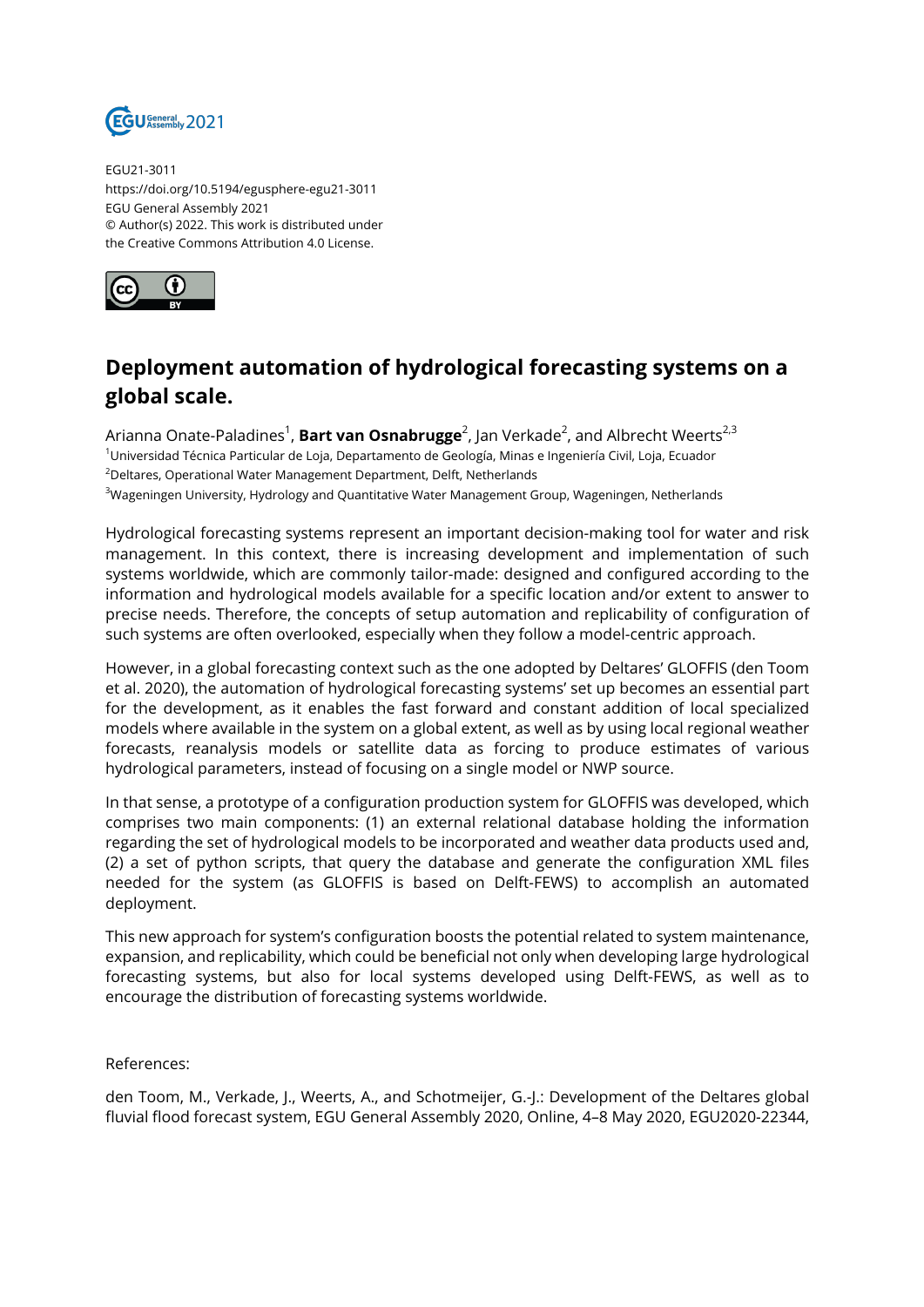EGU21-3011
https://doi.org/10.5194/egusphere-egu21-3011
EGU General Assembly 2021
© Author(s) 2022. This work is distributed under
the Creative Commons Attribution 4.0 License.

# Deployment automation of hydrological forecasting systems on a global scale.

Arianna Onate-Paladines[1], **Bart van Osnabrugge**[2], Jan Verkade[2], and Albrecht Weerts[2,3]

[1]Universidad Técnica Particular de Loja, Departamento de Geología, Minas e Ingeniería Civil, Loja, Ecuador
[2]Deltares, Operational Water Management Department, Delft, Netherlands
[3]Wageningen University, Hydrology and Quantitative Water Management Group, Wageningen, Netherlands

Hydrological forecasting systems represent an important decision-making tool for water and risk management. In this context, there is increasing development and implementation of such systems worldwide, which are commonly tailor-made: designed and configured according to the information and hydrological models available for a specific location and/or extent to answer to precise needs. Therefore, the concepts of setup automation and replicability of configuration of such systems are often overlooked, especially when they follow a model-centric approach.

However, in a global forecasting context such as the one adopted by Deltares' GLOFFIS (den Toom et al. 2020), the automation of hydrological forecasting systems' set up becomes an essential part for the development, as it enables the fast forward and constant addition of local specialized models where available in the system on a global extent, as well as by using local regional weather forecasts, reanalysis models or satellite data as forcing to produce estimates of various hydrological parameters, instead of focusing on a single model or NWP source.

In that sense, a prototype of a configuration production system for GLOFFIS was developed, which comprises two main components: (1) an external relational database holding the information regarding the set of hydrological models to be incorporated and weather data products used and, (2) a set of python scripts, that query the database and generate the configuration XML files needed for the system (as GLOFFIS is based on Delft-FEWS) to accomplish an automated deployment.

This new approach for system's configuration boosts the potential related to system maintenance, expansion, and replicability, which could be beneficial not only when developing large hydrological forecasting systems, but also for local systems developed using Delft-FEWS, as well as to encourage the distribution of forecasting systems worldwide.

References:

den Toom, M., Verkade, J., Weerts, A., and Schotmeijer, G.-J.: Development of the Deltares global fluvial flood forecast system, EGU General Assembly 2020, Online, 4–8 May 2020, EGU2020-22344,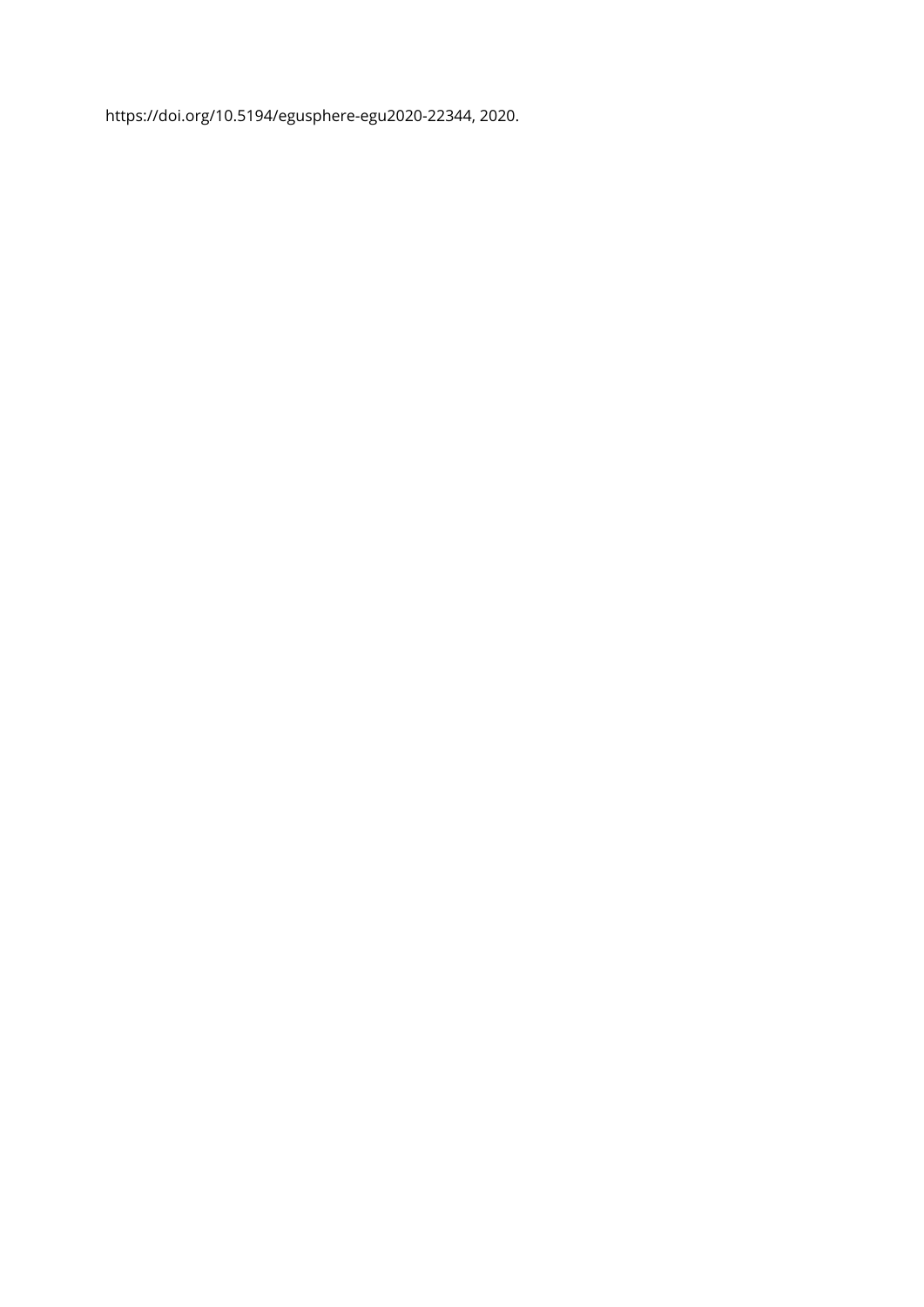https://doi.org/10.5194/egusphere-egu2020-22344, 2020.